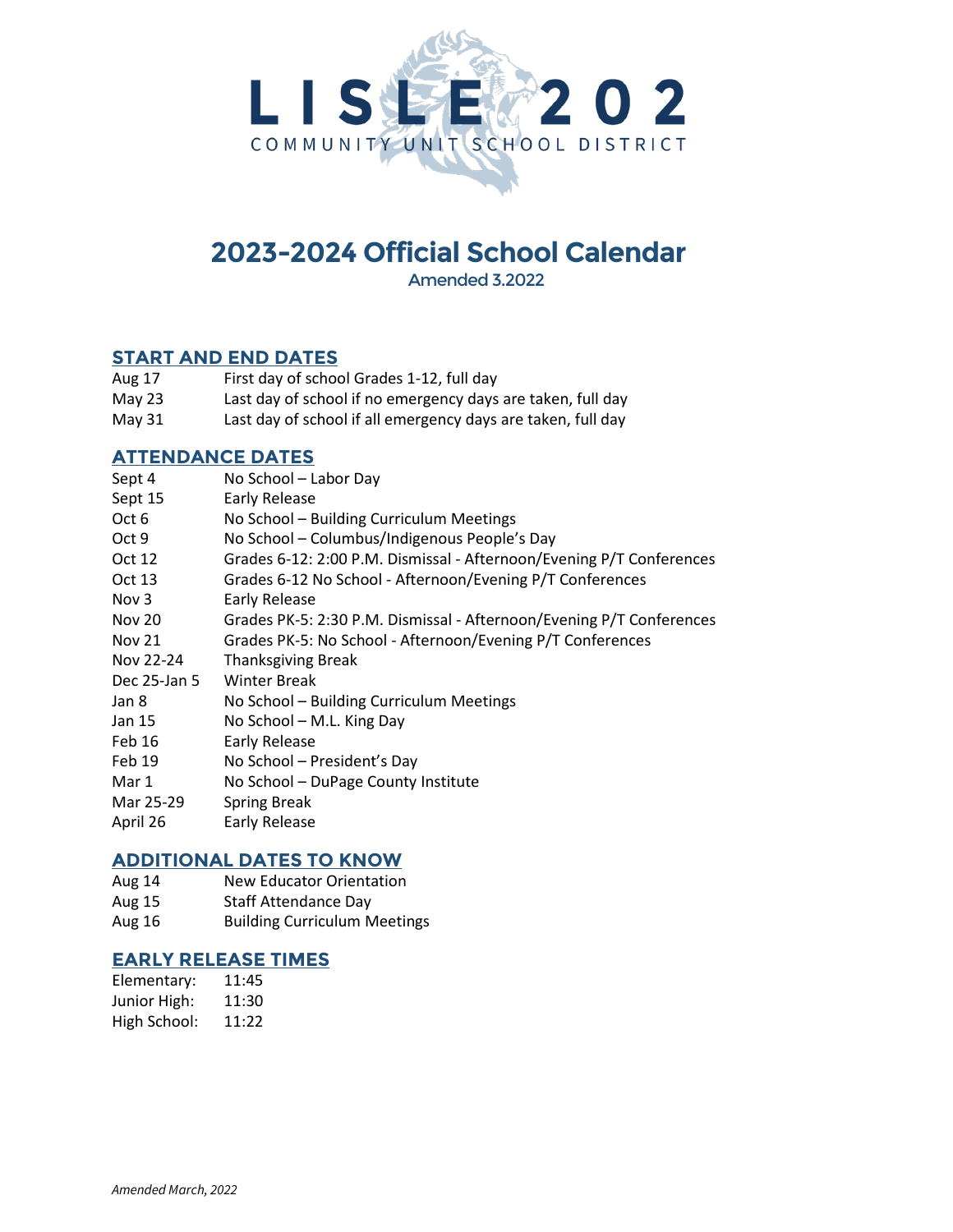# LISLE 202

COMMUNITY UNIT SCHOOL DISTRICT

# 2023-2024 Official School Calendar

Amended 3.2022

## START AND END DATES

| | |
|---|---|
| Aug 17 | First day of school Grades 1-12, full day |
| May 23 | Last day of school if no emergency days are taken, full day |
| May 31 | Last day of school if all emergency days are taken, full day |

## ATTENDANCE DATES

| | |
|---|---|
| Sept 4 | No School – Labor Day |
| Sept 15 | Early Release |
| Oct 6 | No School – Building Curriculum Meetings |
| Oct 9 | No School – Columbus/Indigenous People's Day |
| Oct 12 | Grades 6-12: 2:00 P.M. Dismissal - Afternoon/Evening P/T Conferences |
| Oct 13 | Grades 6-12 No School - Afternoon/Evening P/T Conferences |
| Nov 3 | Early Release |
| Nov 20 | Grades PK-5: 2:30 P.M. Dismissal - Afternoon/Evening P/T Conferences |
| Nov 21 | Grades PK-5: No School - Afternoon/Evening P/T Conferences |
| Nov 22-24 | Thanksgiving Break |
| Dec 25-Jan 5 | Winter Break |
| Jan 8 | No School – Building Curriculum Meetings |
| Jan 15 | No School – M.L. King Day |
| Feb 16 | Early Release |
| Feb 19 | No School – President's Day |
| Mar 1 | No School – DuPage County Institute |
| Mar 25-29 | Spring Break |
| April 26 | Early Release |

## ADDITIONAL DATES TO KNOW

| | |
|---|---|
| Aug 14 | New Educator Orientation |
| Aug 15 | Staff Attendance Day |
| Aug 16 | Building Curriculum Meetings |

## EARLY RELEASE TIMES

| | |
|---|---|
| Elementary: | 11:45 |
| Junior High: | 11:30 |
| High School: | 11:22 |

*Amended March, 2022*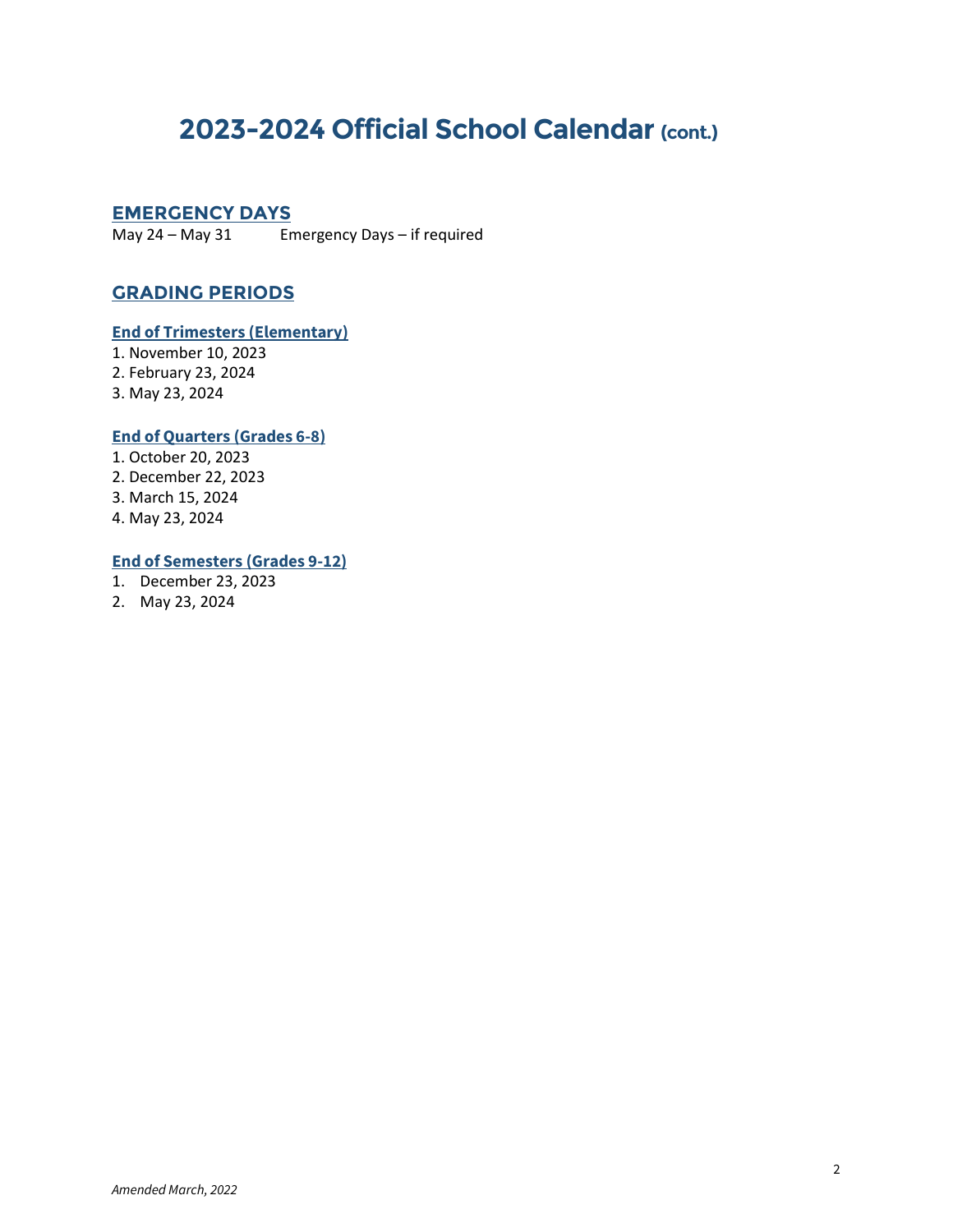# 2023-2024 Official School Calendar (cont.)

## EMERGENCY DAYS

May 24 – May 31 Emergency Days – if required

## GRADING PERIODS

### End of Trimesters (Elementary)

1. November 10, 2023
2. February 23, 2024
3. May 23, 2024

### End of Quarters (Grades 6-8)

1. October 20, 2023
2. December 22, 2023
3. March 15, 2024
4. May 23, 2024

### End of Semesters (Grades 9-12)

1. December 23, 2023
2. May 23, 2024

*Amended March, 2022*